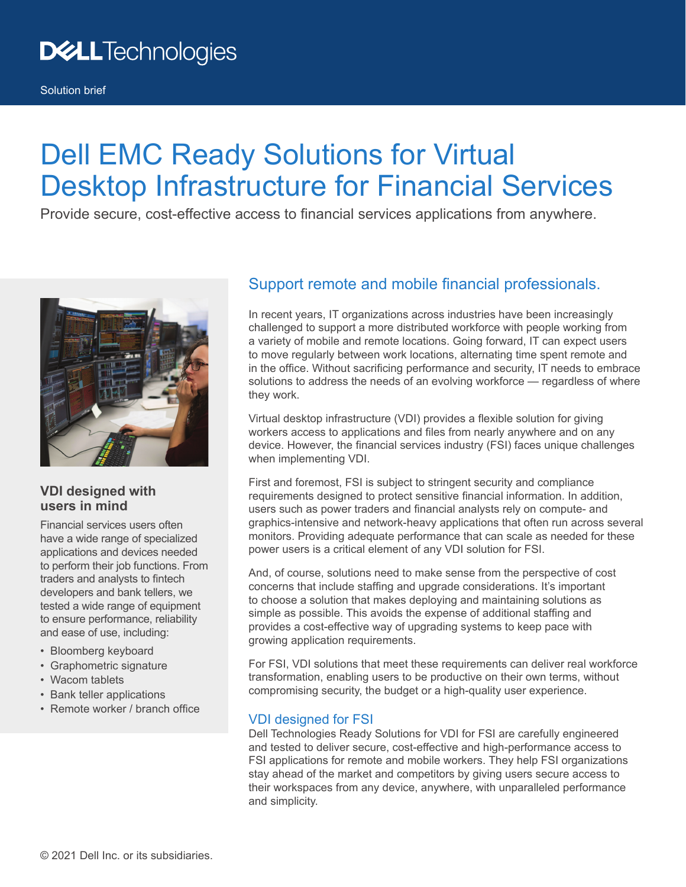Dell Technologies

Solution brief

# Dell EMC Ready Solutions for Virtual Desktop Infrastructure for Financial Services

Provide secure, cost-effective access to financial services applications from anywhere.

## Support remote and mobile financial professionals.

In recent years, IT organizations across industries have been increasingly challenged to support a more distributed workforce with people working from a variety of mobile and remote locations. Going forward, IT can expect users to move regularly between work locations, alternating time spent remote and in the office. Without sacrificing performance and security, IT needs to embrace solutions to address the needs of an evolving workforce — regardless of where they work.

Virtual desktop infrastructure (VDI) provides a flexible solution for giving workers access to applications and files from nearly anywhere and on any device. However, the financial services industry (FSI) faces unique challenges when implementing VDI.

First and foremost, FSI is subject to stringent security and compliance requirements designed to protect sensitive financial information. In addition, users such as power traders and financial analysts rely on compute- and graphics-intensive and network-heavy applications that often run across several monitors. Providing adequate performance that can scale as needed for these power users is a critical element of any VDI solution for FSI.

And, of course, solutions need to make sense from the perspective of cost concerns that include staffing and upgrade considerations. It's important to choose a solution that makes deploying and maintaining solutions as simple as possible. This avoids the expense of additional staffing and provides a cost-effective way of upgrading systems to keep pace with growing application requirements.

For FSI, VDI solutions that meet these requirements can deliver real workforce transformation, enabling users to be productive on their own terms, without compromising security, the budget or a high-quality user experience.

### VDI designed for FSI

Dell Technologies Ready Solutions for VDI for FSI are carefully engineered and tested to deliver secure, cost-effective and high-performance access to FSI applications for remote and mobile workers. They help FSI organizations stay ahead of the market and competitors by giving users secure access to their workspaces from any device, anywhere, with unparalleled performance and simplicity.

### VDI designed with users in mind

Financial services users often have a wide range of specialized applications and devices needed to perform their job functions. From traders and analysts to fintech developers and bank tellers, we tested a wide range of equipment to ensure performance, reliability and ease of use, including:

- Bloomberg keyboard
- Graphometric signature
- Wacom tablets
- Bank teller applications
- Remote worker / branch office

© 2021 Dell Inc. or its subsidiaries.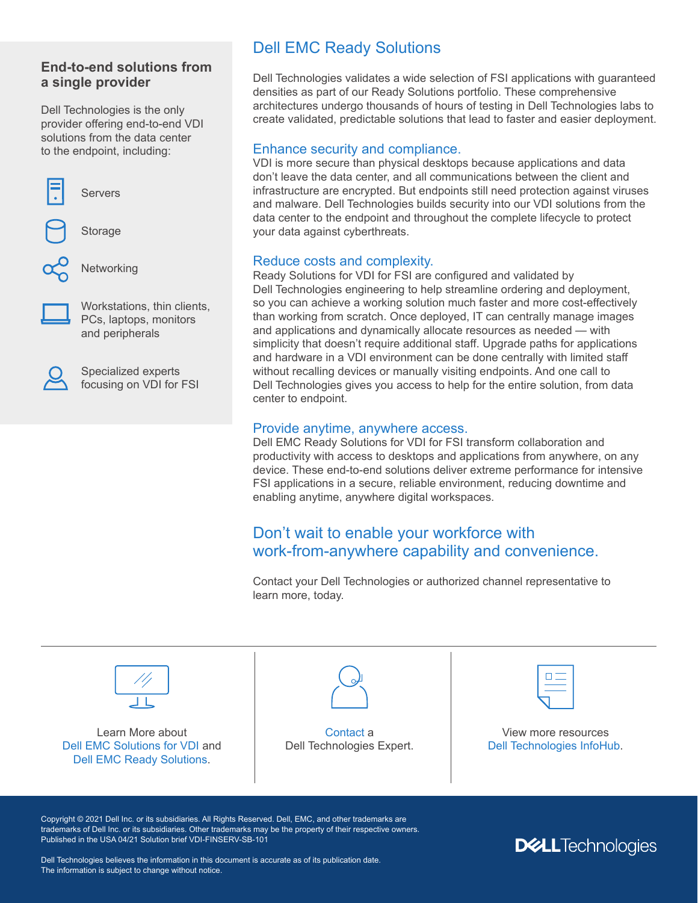## End-to-end solutions from a single provider

Dell Technologies is the only provider offering end-to-end VDI solutions from the data center to the endpoint, including:

- Servers
- Storage
- Networking
- Workstations, thin clients, PCs, laptops, monitors and peripherals
- Specialized experts focusing on VDI for FSI

## Dell EMC Ready Solutions

Dell Technologies validates a wide selection of FSI applications with guaranteed densities as part of our Ready Solutions portfolio. These comprehensive architectures undergo thousands of hours of testing in Dell Technologies labs to create validated, predictable solutions that lead to faster and easier deployment.

### Enhance security and compliance.

VDI is more secure than physical desktops because applications and data don't leave the data center, and all communications between the client and infrastructure are encrypted. But endpoints still need protection against viruses and malware. Dell Technologies builds security into our VDI solutions from the data center to the endpoint and throughout the complete lifecycle to protect your data against cyberthreats.

### Reduce costs and complexity.

Ready Solutions for VDI for FSI are configured and validated by Dell Technologies engineering to help streamline ordering and deployment, so you can achieve a working solution much faster and more cost-effectively than working from scratch. Once deployed, IT can centrally manage images and applications and dynamically allocate resources as needed — with simplicity that doesn't require additional staff. Upgrade paths for applications and hardware in a VDI environment can be done centrally with limited staff without recalling devices or manually visiting endpoints. And one call to Dell Technologies gives you access to help for the entire solution, from data center to endpoint.

### Provide anytime, anywhere access.

Dell EMC Ready Solutions for VDI for FSI transform collaboration and productivity with access to desktops and applications from anywhere, on any device. These end-to-end solutions deliver extreme performance for intensive FSI applications in a secure, reliable environment, reducing downtime and enabling anytime, anywhere digital workspaces.

## Don't wait to enable your workforce with work-from-anywhere capability and convenience.

Contact your Dell Technologies or authorized channel representative to learn more, today.

---

Learn More about Dell EMC Solutions for VDI and Dell EMC Ready Solutions.

Contact a Dell Technologies Expert.

View more resources Dell Technologies InfoHub.

---

Copyright © 2021 Dell Inc. or its subsidiaries. All Rights Reserved. Dell, EMC, and other trademarks are trademarks of Dell Inc. or its subsidiaries. Other trademarks may be the property of their respective owners. Published in the USA 04/21 Solution brief VDI-FINSERV-SB-101

Dell Technologies believes the information in this document is accurate as of its publication date. The information is subject to change without notice.

DELL Technologies